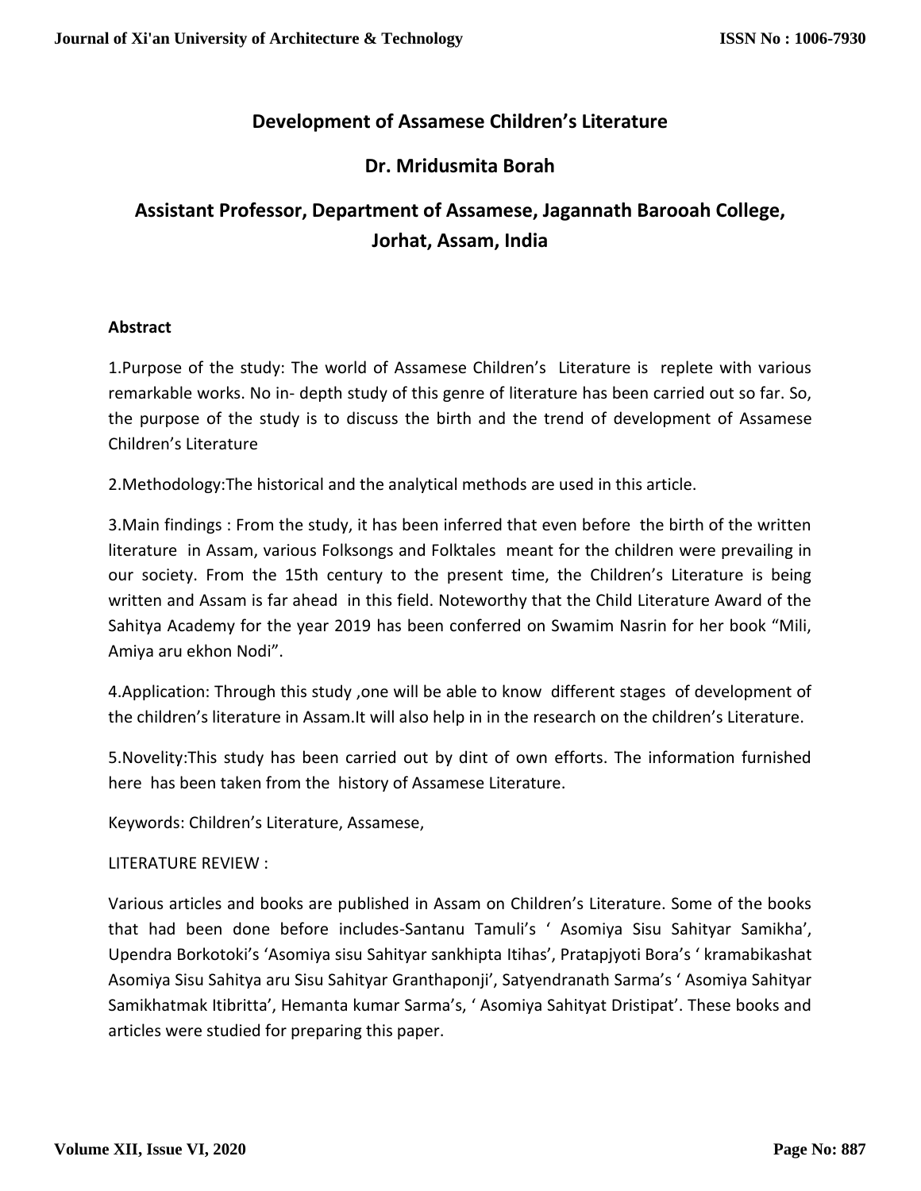# Development of Assamese Children's Literature

## Dr. Mridusmita Borah

## Assistant Professor, Department of Assamese, Jagannath Barooah College, Jorhat, Assam, India

**Abstract**

1.Purpose of the study: The world of Assamese Children's Literature is replete with various remarkable works. No in- depth study of this genre of literature has been carried out so far. So, the purpose of the study is to discuss the birth and the trend of development of Assamese Children's Literature

2.Methodology:The historical and the analytical methods are used in this article.

3.Main findings : From the study, it has been inferred that even before the birth of the written literature in Assam, various Folksongs and Folktales meant for the children were prevailing in our society. From the 15th century to the present time, the Children's Literature is being written and Assam is far ahead in this field. Noteworthy that the Child Literature Award of the Sahitya Academy for the year 2019 has been conferred on Swamim Nasrin for her book "Mili, Amiya aru ekhon Nodi".

4.Application: Through this study ,one will be able to know different stages of development of the children's literature in Assam.It will also help in in the research on the children's Literature.

5.Novelity:This study has been carried out by dint of own efforts. The information furnished here has been taken from the history of Assamese Literature.

Keywords: Children's Literature, Assamese,

LITERATURE REVIEW :

Various articles and books are published in Assam on Children's Literature. Some of the books that had been done before includes-Santanu Tamuli's ' Asomiya Sisu Sahityar Samikha', Upendra Borkotoki's 'Asomiya sisu Sahityar sankhipta Itihas', Pratapjyoti Bora's ' kramabikashat Asomiya Sisu Sahitya aru Sisu Sahityar Granthaponji', Satyendranath Sarma's ' Asomiya Sahityar Samikhatmak Itibritta', Hemanta kumar Sarma's, ' Asomiya Sahityat Dristipat'. These books and articles were studied for preparing this paper.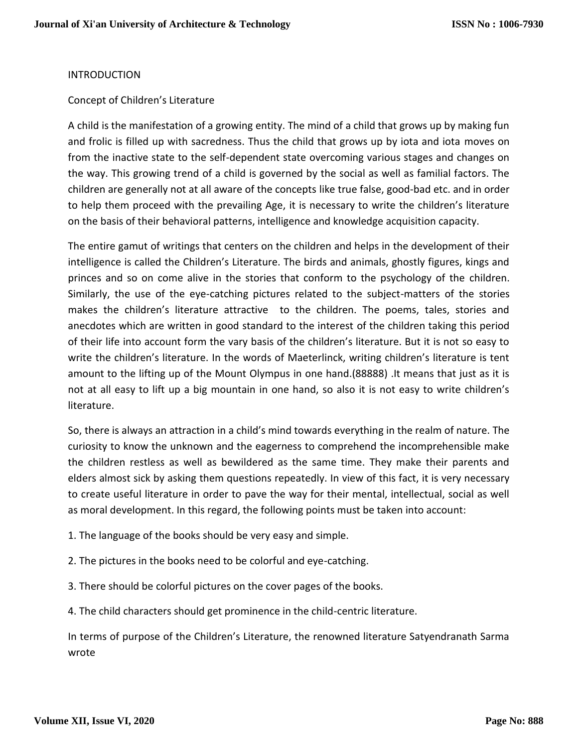INTRODUCTION

Concept of Children's Literature

A child is the manifestation of a growing entity. The mind of a child that grows up by making fun and frolic is filled up with sacredness. Thus the child that grows up by iota and iota moves on from the inactive state to the self-dependent state overcoming various stages and changes on the way. This growing trend of a child is governed by the social as well as familial factors. The children are generally not at all aware of the concepts like true false, good-bad etc. and in order to help them proceed with the prevailing Age, it is necessary to write the children's literature on the basis of their behavioral patterns, intelligence and knowledge acquisition capacity.

The entire gamut of writings that centers on the children and helps in the development of their intelligence is called the Children's Literature. The birds and animals, ghostly figures, kings and princes and so on come alive in the stories that conform to the psychology of the children. Similarly, the use of the eye-catching pictures related to the subject-matters of the stories makes the children's literature attractive to the children. The poems, tales, stories and anecdotes which are written in good standard to the interest of the children taking this period of their life into account form the vary basis of the children's literature. But it is not so easy to write the children's literature. In the words of Maeterlinck, writing children's literature is tent amount to the lifting up of the Mount Olympus in one hand.(88888) .It means that just as it is not at all easy to lift up a big mountain in one hand, so also it is not easy to write children's literature.

So, there is always an attraction in a child's mind towards everything in the realm of nature. The curiosity to know the unknown and the eagerness to comprehend the incomprehensible make the children restless as well as bewildered as the same time. They make their parents and elders almost sick by asking them questions repeatedly. In view of this fact, it is very necessary to create useful literature in order to pave the way for their mental, intellectual, social as well as moral development. In this regard, the following points must be taken into account:

1. The language of the books should be very easy and simple.

2. The pictures in the books need to be colorful and eye-catching.

3. There should be colorful pictures on the cover pages of the books.

4. The child characters should get prominence in the child-centric literature.

In terms of purpose of the Children's Literature, the renowned literature Satyendranath Sarma wrote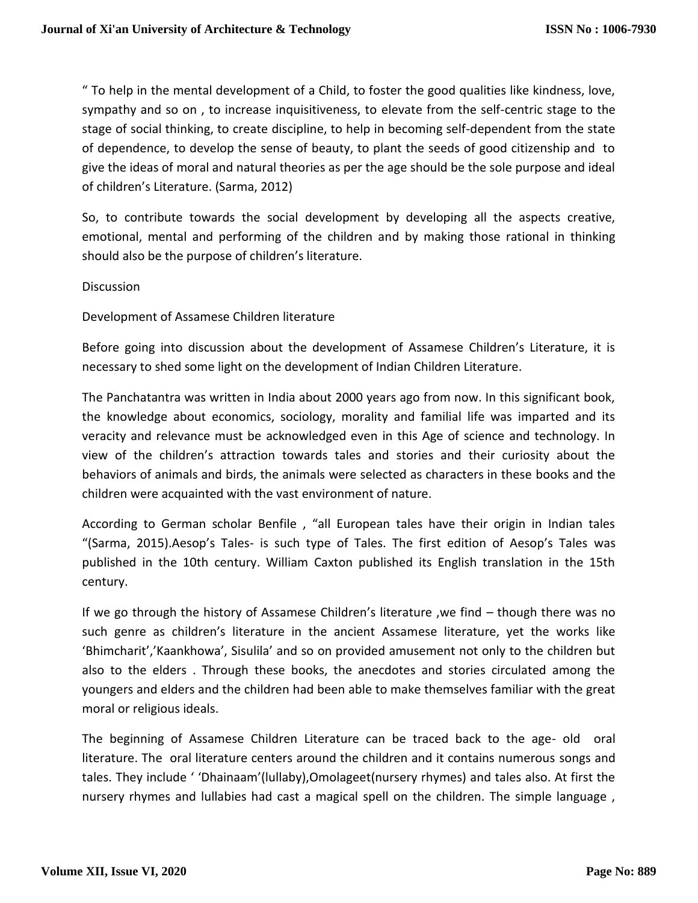" To help in the mental development of a Child, to foster the good qualities like kindness, love, sympathy and so on , to increase inquisitiveness, to elevate from the self-centric stage to the stage of social thinking, to create discipline, to help in becoming self-dependent from the state of dependence, to develop the sense of beauty, to plant the seeds of good citizenship and to give the ideas of moral and natural theories as per the age should be the sole purpose and ideal of children's Literature. (Sarma, 2012)

So, to contribute towards the social development by developing all the aspects creative, emotional, mental and performing of the children and by making those rational in thinking should also be the purpose of children's literature.

## Discussion

### Development of Assamese Children literature

Before going into discussion about the development of Assamese Children's Literature, it is necessary to shed some light on the development of Indian Children Literature.

The Panchatantra was written in India about 2000 years ago from now. In this significant book, the knowledge about economics, sociology, morality and familial life was imparted and its veracity and relevance must be acknowledged even in this Age of science and technology. In view of the children's attraction towards tales and stories and their curiosity about the behaviors of animals and birds, the animals were selected as characters in these books and the children were acquainted with the vast environment of nature.

According to German scholar Benfile , "all European tales have their origin in Indian tales "(Sarma, 2015).Aesop's Tales- is such type of Tales. The first edition of Aesop's Tales was published in the 10th century. William Caxton published its English translation in the 15th century.

If we go through the history of Assamese Children's literature ,we find – though there was no such genre as children's literature in the ancient Assamese literature, yet the works like 'Bhimcharit','Kaankhowa', Sisulila' and so on provided amusement not only to the children but also to the elders . Through these books, the anecdotes and stories circulated among the youngers and elders and the children had been able to make themselves familiar with the great moral or religious ideals.

The beginning of Assamese Children Literature can be traced back to the age- old oral literature. The oral literature centers around the children and it contains numerous songs and tales. They include ' 'Dhainaam'(lullaby),Omolageet(nursery rhymes) and tales also. At first the nursery rhymes and lullabies had cast a magical spell on the children. The simple language ,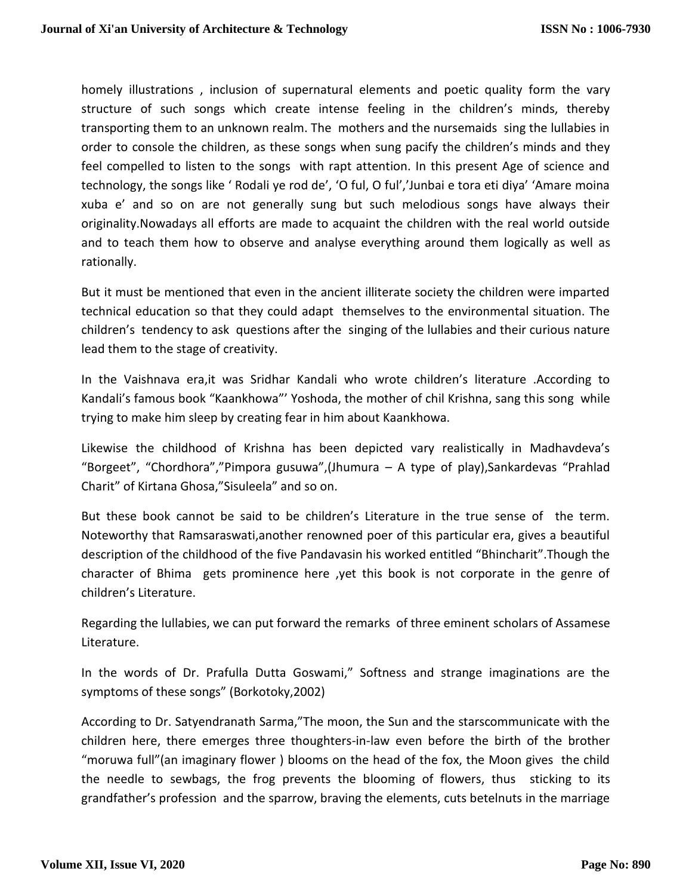homely illustrations , inclusion of supernatural elements and poetic quality form the vary structure of such songs which create intense feeling in the children's minds, thereby transporting them to an unknown realm. The mothers and the nursemaids sing the lullabies in order to console the children, as these songs when sung pacify the children's minds and they feel compelled to listen to the songs with rapt attention. In this present Age of science and technology, the songs like ' Rodali ye rod de', 'O ful, O ful','Junbai e tora eti diya' 'Amare moina xuba e' and so on are not generally sung but such melodious songs have always their originality.Nowadays all efforts are made to acquaint the children with the real world outside and to teach them how to observe and analyse everything around them logically as well as rationally.

But it must be mentioned that even in the ancient illiterate society the children were imparted technical education so that they could adapt themselves to the environmental situation. The children's tendency to ask questions after the singing of the lullabies and their curious nature lead them to the stage of creativity.

In the Vaishnava era,it was Sridhar Kandali who wrote children's literature .According to Kandali's famous book "Kaankhowa"' Yoshoda, the mother of chil Krishna, sang this song while trying to make him sleep by creating fear in him about Kaankhowa.

Likewise the childhood of Krishna has been depicted vary realistically in Madhavdeva's "Borgeet", "Chordhora","Pimpora gusuwa",(Jhumura – A type of play),Sankardevas "Prahlad Charit" of Kirtana Ghosa,"Sisuleela" and so on.

But these book cannot be said to be children's Literature in the true sense of the term. Noteworthy that Ramsaraswati,another renowned poer of this particular era, gives a beautiful description of the childhood of the five Pandavasin his worked entitled "Bhincharit".Though the character of Bhima gets prominence here ,yet this book is not corporate in the genre of children's Literature.

Regarding the lullabies, we can put forward the remarks of three eminent scholars of Assamese Literature.

In the words of Dr. Prafulla Dutta Goswami," Softness and strange imaginations are the symptoms of these songs" (Borkotoky,2002)

According to Dr. Satyendranath Sarma,"The moon, the Sun and the starscommunicate with the children here, there emerges three thoughters-in-law even before the birth of the brother "moruwa full"(an imaginary flower ) blooms on the head of the fox, the Moon gives the child the needle to sewbags, the frog prevents the blooming of flowers, thus sticking to its grandfather's profession and the sparrow, braving the elements, cuts betelnuts in the marriage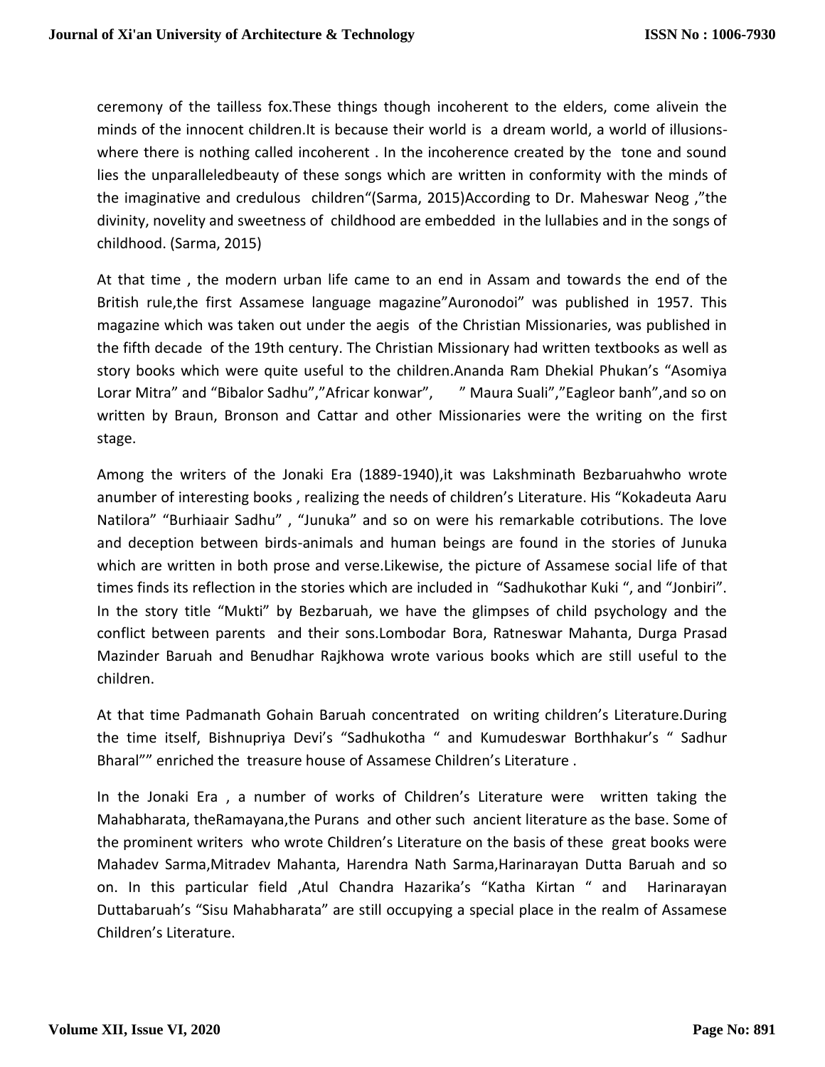ceremony of the tailless fox.These things though incoherent to the elders, come alivein the minds of the innocent children.It is because their world is a dream world, a world of illusions- where there is nothing called incoherent . In the incoherence created by the tone and sound lies the unparalleledbeauty of these songs which are written in conformity with the minds of the imaginative and credulous children"(Sarma, 2015)According to Dr. Maheswar Neog ,"the divinity, novelity and sweetness of childhood are embedded in the lullabies and in the songs of childhood. (Sarma, 2015)

At that time , the modern urban life came to an end in Assam and towards the end of the British rule,the first Assamese language magazine"Auronodoi" was published in 1957. This magazine which was taken out under the aegis of the Christian Missionaries, was published in the fifth decade of the 19th century. The Christian Missionary had written textbooks as well as story books which were quite useful to the children.Ananda Ram Dhekial Phukan's "Asomiya Lorar Mitra" and "Bibalor Sadhu","Africar konwar", " Maura Suali","Eagleor banh",and so on written by Braun, Bronson and Cattar and other Missionaries were the writing on the first stage.

Among the writers of the Jonaki Era (1889-1940),it was Lakshminath Bezbaruahwho wrote anumber of interesting books , realizing the needs of children's Literature. His "Kokadeuta Aaru Natilora" "Burhiaair Sadhu" , "Junuka" and so on were his remarkable cotributions. The love and deception between birds-animals and human beings are found in the stories of Junuka which are written in both prose and verse.Likewise, the picture of Assamese social life of that times finds its reflection in the stories which are included in "Sadhukothar Kuki ", and "Jonbiri". In the story title "Mukti" by Bezbaruah, we have the glimpses of child psychology and the conflict between parents and their sons.Lombodar Bora, Ratneswar Mahanta, Durga Prasad Mazinder Baruah and Benudhar Rajkhowa wrote various books which are still useful to the children.

At that time Padmanath Gohain Baruah concentrated on writing children's Literature.During the time itself, Bishnupriya Devi's "Sadhukotha " and Kumudeswar Borthhakur's " Sadhur Bharal"" enriched the treasure house of Assamese Children's Literature .

In the Jonaki Era , a number of works of Children's Literature were written taking the Mahabharata, theRamayana,the Purans and other such ancient literature as the base. Some of the prominent writers who wrote Children's Literature on the basis of these great books were Mahadev Sarma,Mitradev Mahanta, Harendra Nath Sarma,Harinarayan Dutta Baruah and so on. In this particular field ,Atul Chandra Hazarika's "Katha Kirtan " and Harinarayan Duttabaruah's "Sisu Mahabharata" are still occupying a special place in the realm of Assamese Children's Literature.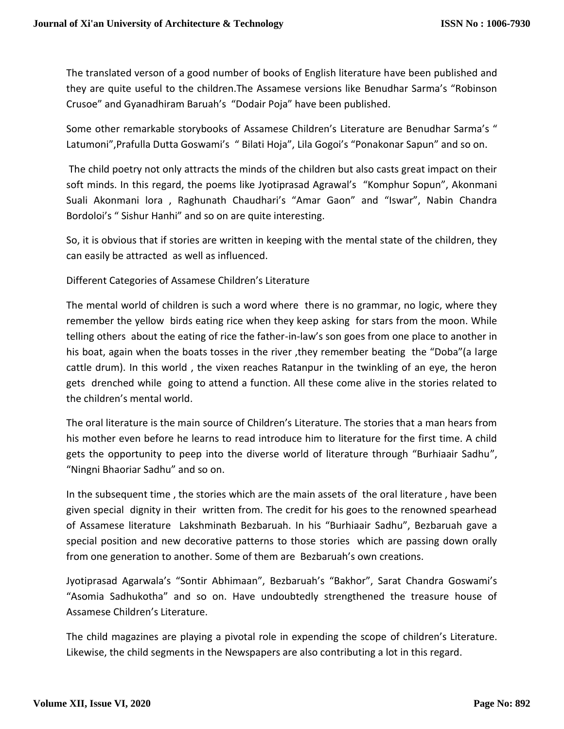The translated verson of a good number of books of English literature have been published and they are quite useful to the children.The Assamese versions like Benudhar Sarma's "Robinson Crusoe" and Gyanadhiram Baruah's "Dodair Poja" have been published.

Some other remarkable storybooks of Assamese Children's Literature are Benudhar Sarma's " Latumoni",Prafulla Dutta Goswami's " Bilati Hoja", Lila Gogoi's "Ponakonar Sapun" and so on.

The child poetry not only attracts the minds of the children but also casts great impact on their soft minds. In this regard, the poems like Jyotiprasad Agrawal's "Komphur Sopun", Akonmani Suali Akonmani lora , Raghunath Chaudhari's "Amar Gaon" and "Iswar", Nabin Chandra Bordoloi's " Sishur Hanhi" and so on are quite interesting.

So, it is obvious that if stories are written in keeping with the mental state of the children, they can easily be attracted as well as influenced.

Different Categories of Assamese Children's Literature

The mental world of children is such a word where there is no grammar, no logic, where they remember the yellow birds eating rice when they keep asking for stars from the moon. While telling others about the eating of rice the father-in-law's son goes from one place to another in his boat, again when the boats tosses in the river ,they remember beating the "Doba"(a large cattle drum). In this world , the vixen reaches Ratanpur in the twinkling of an eye, the heron gets drenched while going to attend a function. All these come alive in the stories related to the children's mental world.

The oral literature is the main source of Children's Literature. The stories that a man hears from his mother even before he learns to read introduce him to literature for the first time. A child gets the opportunity to peep into the diverse world of literature through "Burhiaair Sadhu", "Ningni Bhaoriar Sadhu" and so on.

In the subsequent time , the stories which are the main assets of the oral literature , have been given special dignity in their written from. The credit for his goes to the renowned spearhead of Assamese literature Lakshminath Bezbaruah. In his "Burhiaair Sadhu", Bezbaruah gave a special position and new decorative patterns to those stories which are passing down orally from one generation to another. Some of them are Bezbaruah's own creations.

Jyotiprasad Agarwala's "Sontir Abhimaan", Bezbaruah's "Bakhor", Sarat Chandra Goswami's "Asomia Sadhukotha" and so on. Have undoubtedly strengthened the treasure house of Assamese Children's Literature.

The child magazines are playing a pivotal role in expending the scope of children's Literature. Likewise, the child segments in the Newspapers are also contributing a lot in this regard.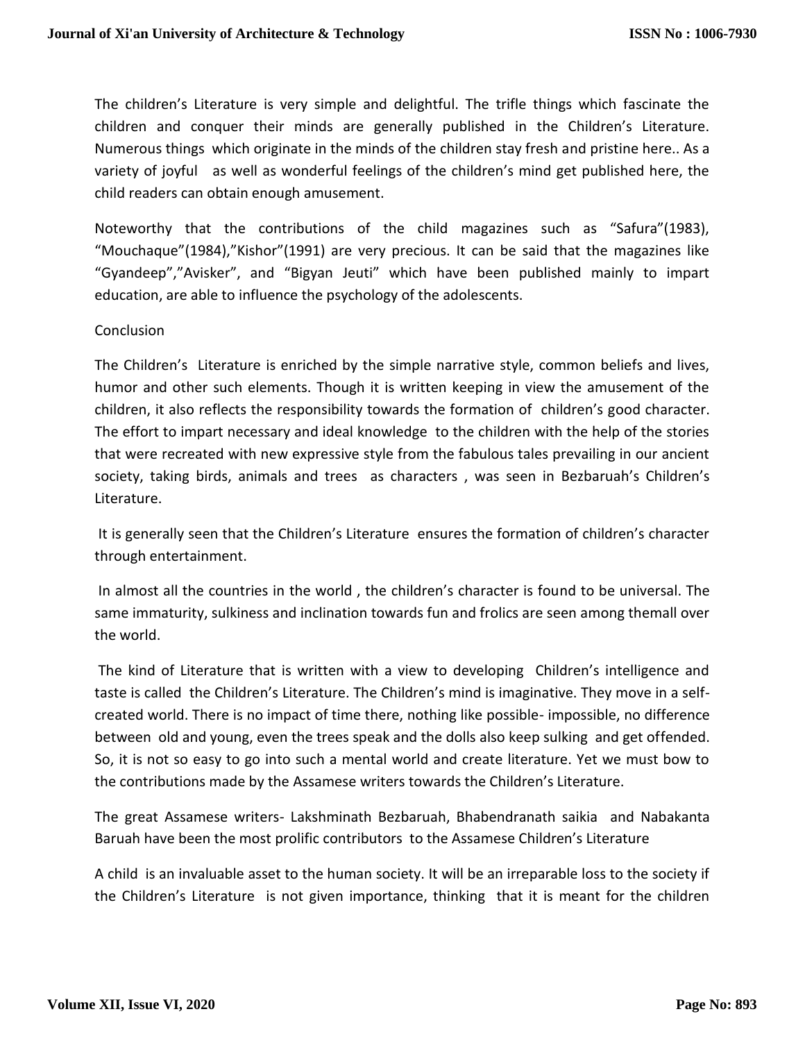The children's Literature is very simple and delightful. The trifle things which fascinate the children and conquer their minds are generally published in the Children's Literature. Numerous things which originate in the minds of the children stay fresh and pristine here.. As a variety of joyful as well as wonderful feelings of the children's mind get published here, the child readers can obtain enough amusement.

Noteworthy that the contributions of the child magazines such as "Safura"(1983), "Mouchaque"(1984),"Kishor"(1991) are very precious. It can be said that the magazines like "Gyandeep","Avisker", and "Bigyan Jeuti" which have been published mainly to impart education, are able to influence the psychology of the adolescents.

## Conclusion

The Children's Literature is enriched by the simple narrative style, common beliefs and lives, humor and other such elements. Though it is written keeping in view the amusement of the children, it also reflects the responsibility towards the formation of children's good character. The effort to impart necessary and ideal knowledge to the children with the help of the stories that were recreated with new expressive style from the fabulous tales prevailing in our ancient society, taking birds, animals and trees as characters , was seen in Bezbaruah's Children's Literature.

It is generally seen that the Children's Literature ensures the formation of children's character through entertainment.

In almost all the countries in the world , the children's character is found to be universal. The same immaturity, sulkiness and inclination towards fun and frolics are seen among themall over the world.

The kind of Literature that is written with a view to developing Children's intelligence and taste is called the Children's Literature. The Children's mind is imaginative. They move in a self-created world. There is no impact of time there, nothing like possible- impossible, no difference between old and young, even the trees speak and the dolls also keep sulking and get offended. So, it is not so easy to go into such a mental world and create literature. Yet we must bow to the contributions made by the Assamese writers towards the Children's Literature.

The great Assamese writers- Lakshminath Bezbaruah, Bhabendranath saikia and Nabakanta Baruah have been the most prolific contributors to the Assamese Children's Literature

A child is an invaluable asset to the human society. It will be an irreparable loss to the society if the Children's Literature is not given importance, thinking that it is meant for the children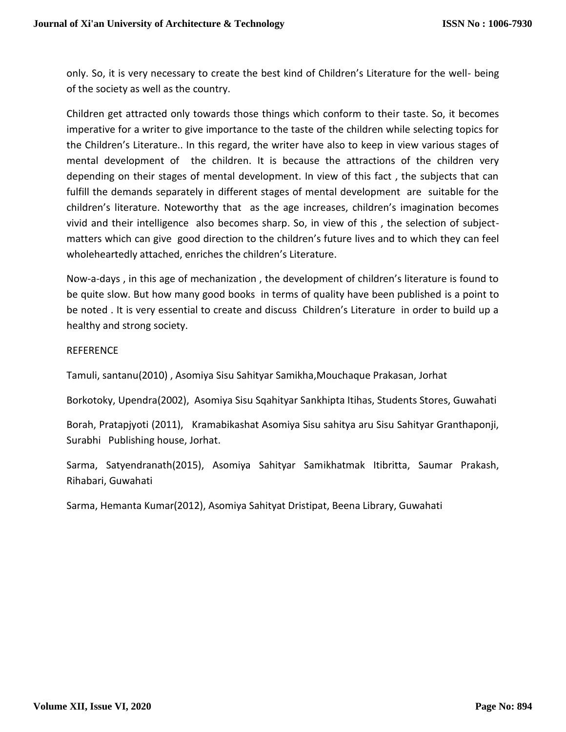only. So, it is very necessary to create the best kind of Children's Literature for the well- being of the society as well as the country.

Children get attracted only towards those things which conform to their taste. So, it becomes imperative for a writer to give importance to the taste of the children while selecting topics for the Children's Literature.. In this regard, the writer have also to keep in view various stages of mental development of the children. It is because the attractions of the children very depending on their stages of mental development. In view of this fact , the subjects that can fulfill the demands separately in different stages of mental development are suitable for the children's literature. Noteworthy that as the age increases, children's imagination becomes vivid and their intelligence also becomes sharp. So, in view of this , the selection of subject-matters which can give good direction to the children's future lives and to which they can feel wholeheartedly attached, enriches the children's Literature.

Now-a-days , in this age of mechanization , the development of children's literature is found to be quite slow. But how many good books in terms of quality have been published is a point to be noted . It is very essential to create and discuss Children's Literature in order to build up a healthy and strong society.

REFERENCE

Tamuli, santanu(2010) , Asomiya Sisu Sahityar Samikha,Mouchaque Prakasan, Jorhat

Borkotoky, Upendra(2002), Asomiya Sisu Sqahityar Sankhipta Itihas, Students Stores, Guwahati

Borah, Pratapjyoti (2011), Kramabikashat Asomiya Sisu sahitya aru Sisu Sahityar Granthaponji, Surabhi Publishing house, Jorhat.

Sarma, Satyendranath(2015), Asomiya Sahityar Samikhatmak Itibritta, Saumar Prakash, Rihabari, Guwahati

Sarma, Hemanta Kumar(2012), Asomiya Sahityat Dristipat, Beena Library, Guwahati